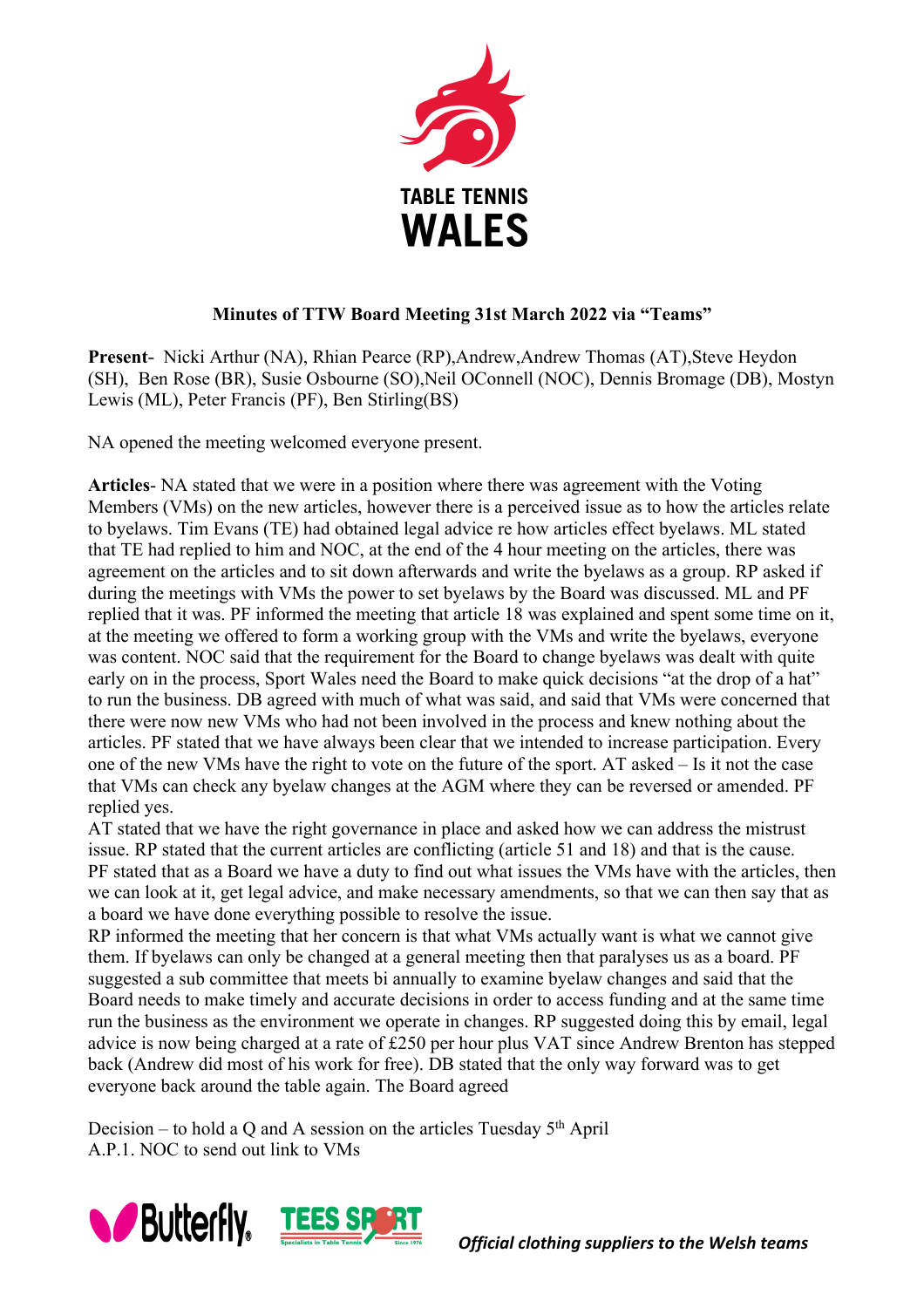TABLE TENNIS WALES

**Minutes of TTW Board Meeting 31st March 2022 via "Teams"**

**Present**- Nicki Arthur (NA), Rhian Pearce (RP),Andrew,Andrew Thomas (AT),Steve Heydon (SH), Ben Rose (BR), Susie Osbourne (SO),Neil OConnell (NOC), Dennis Bromage (DB), Mostyn Lewis (ML), Peter Francis (PF), Ben Stirling(BS)

NA opened the meeting welcomed everyone present.

**Articles**- NA stated that we were in a position where there was agreement with the Voting Members (VMs) on the new articles, however there is a perceived issue as to how the articles relate to byelaws. Tim Evans (TE) had obtained legal advice re how articles effect byelaws. ML stated that TE had replied to him and NOC, at the end of the 4 hour meeting on the articles, there was agreement on the articles and to sit down afterwards and write the byelaws as a group. RP asked if during the meetings with VMs the power to set byelaws by the Board was discussed. ML and PF replied that it was. PF informed the meeting that article 18 was explained and spent some time on it, at the meeting we offered to form a working group with the VMs and write the byelaws, everyone was content. NOC said that the requirement for the Board to change byelaws was dealt with quite early on in the process, Sport Wales need the Board to make quick decisions "at the drop of a hat" to run the business. DB agreed with much of what was said, and said that VMs were concerned that there were now new VMs who had not been involved in the process and knew nothing about the articles. PF stated that we have always been clear that we intended to increase participation. Every one of the new VMs have the right to vote on the future of the sport. AT asked – Is it not the case that VMs can check any byelaw changes at the AGM where they can be reversed or amended. PF replied yes.

AT stated that we have the right governance in place and asked how we can address the mistrust issue. RP stated that the current articles are conflicting (article 51 and 18) and that is the cause. PF stated that as a Board we have a duty to find out what issues the VMs have with the articles, then we can look at it, get legal advice, and make necessary amendments, so that we can then say that as a board we have done everything possible to resolve the issue.

RP informed the meeting that her concern is that what VMs actually want is what we cannot give them. If byelaws can only be changed at a general meeting then that paralyses us as a board. PF suggested a sub committee that meets bi annually to examine byelaw changes and said that the Board needs to make timely and accurate decisions in order to access funding and at the same time run the business as the environment we operate in changes. RP suggested doing this by email, legal advice is now being charged at a rate of £250 per hour plus VAT since Andrew Brenton has stepped back (Andrew did most of his work for free). DB stated that the only way forward was to get everyone back around the table again. The Board agreed

Decision – to hold a Q and A session on the articles Tuesday 5th April
A.P.1. NOC to send out link to VMs

*Official clothing suppliers to the Welsh teams*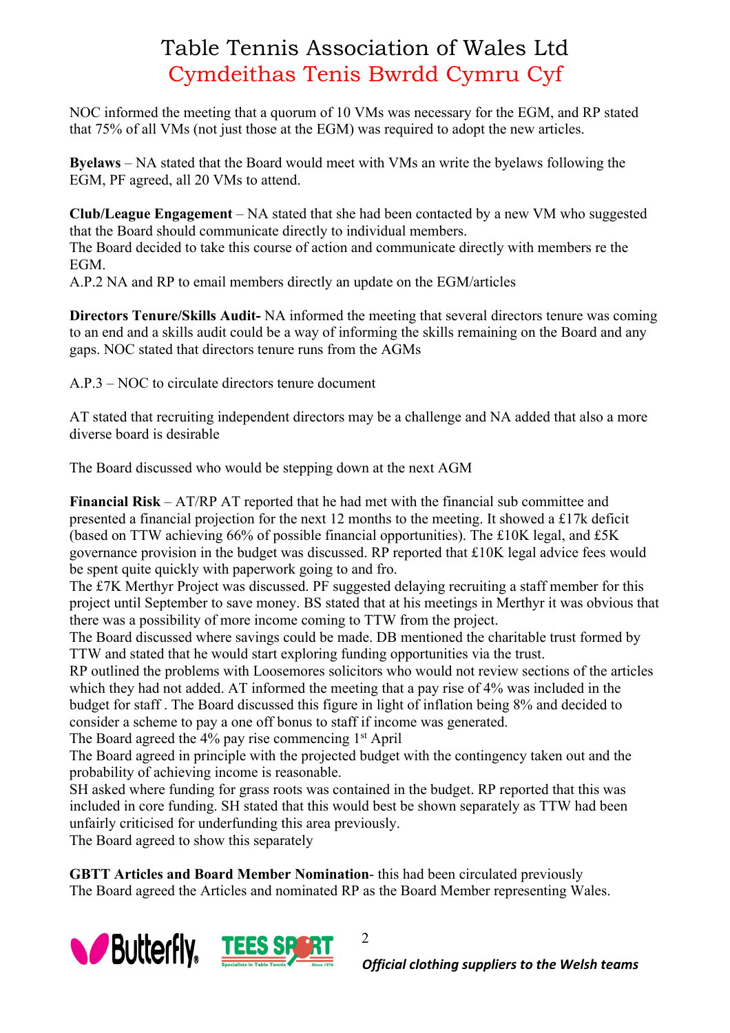# Table Tennis Association of Wales Ltd
# Cymdeithas Tenis Bwrdd Cymru Cyf

NOC informed the meeting that a quorum of 10 VMs was necessary for the EGM, and RP stated that 75% of all VMs (not just those at the EGM) was required to adopt the new articles.

**Byelaws** – NA stated that the Board would meet with VMs an write the byelaws following the EGM, PF agreed, all 20 VMs to attend.

**Club/League Engagement** – NA stated that she had been contacted by a new VM who suggested that the Board should communicate directly to individual members.
The Board decided to take this course of action and communicate directly with members re the EGM.
A.P.2 NA and RP to email members directly an update on the EGM/articles

**Directors Tenure/Skills Audit-** NA informed the meeting that several directors tenure was coming to an end and a skills audit could be a way of informing the skills remaining on the Board and any gaps. NOC stated that directors tenure runs from the AGMs

A.P.3 – NOC to circulate directors tenure document

AT stated that recruiting independent directors may be a challenge and NA added that also a more diverse board is desirable

The Board discussed who would be stepping down at the next AGM

**Financial Risk** – AT/RP AT reported that he had met with the financial sub committee and presented a financial projection for the next 12 months to the meeting. It showed a £17k deficit (based on TTW achieving 66% of possible financial opportunities). The £10K legal, and £5K governance provision in the budget was discussed. RP reported that £10K legal advice fees would be spent quite quickly with paperwork going to and fro.
The £7K Merthyr Project was discussed. PF suggested delaying recruiting a staff member for this project until September to save money. BS stated that at his meetings in Merthyr it was obvious that there was a possibility of more income coming to TTW from the project.
The Board discussed where savings could be made. DB mentioned the charitable trust formed by TTW and stated that he would start exploring funding opportunities via the trust.
RP outlined the problems with Loosemores solicitors who would not review sections of the articles which they had not added. AT informed the meeting that a pay rise of 4% was included in the budget for staff . The Board discussed this figure in light of inflation being 8% and decided to consider a scheme to pay a one off bonus to staff if income was generated.
The Board agreed the 4% pay rise commencing 1st April
The Board agreed in principle with the projected budget with the contingency taken out and the probability of achieving income is reasonable.
SH asked where funding for grass roots was contained in the budget. RP reported that this was included in core funding. SH stated that this would best be shown separately as TTW had been unfairly criticised for underfunding this area previously.
The Board agreed to show this separately

**GBTT Articles and Board Member Nomination**- this had been circulated previously
The Board agreed the Articles and nominated RP as the Board Member representing Wales.

*Official clothing suppliers to the Welsh teams*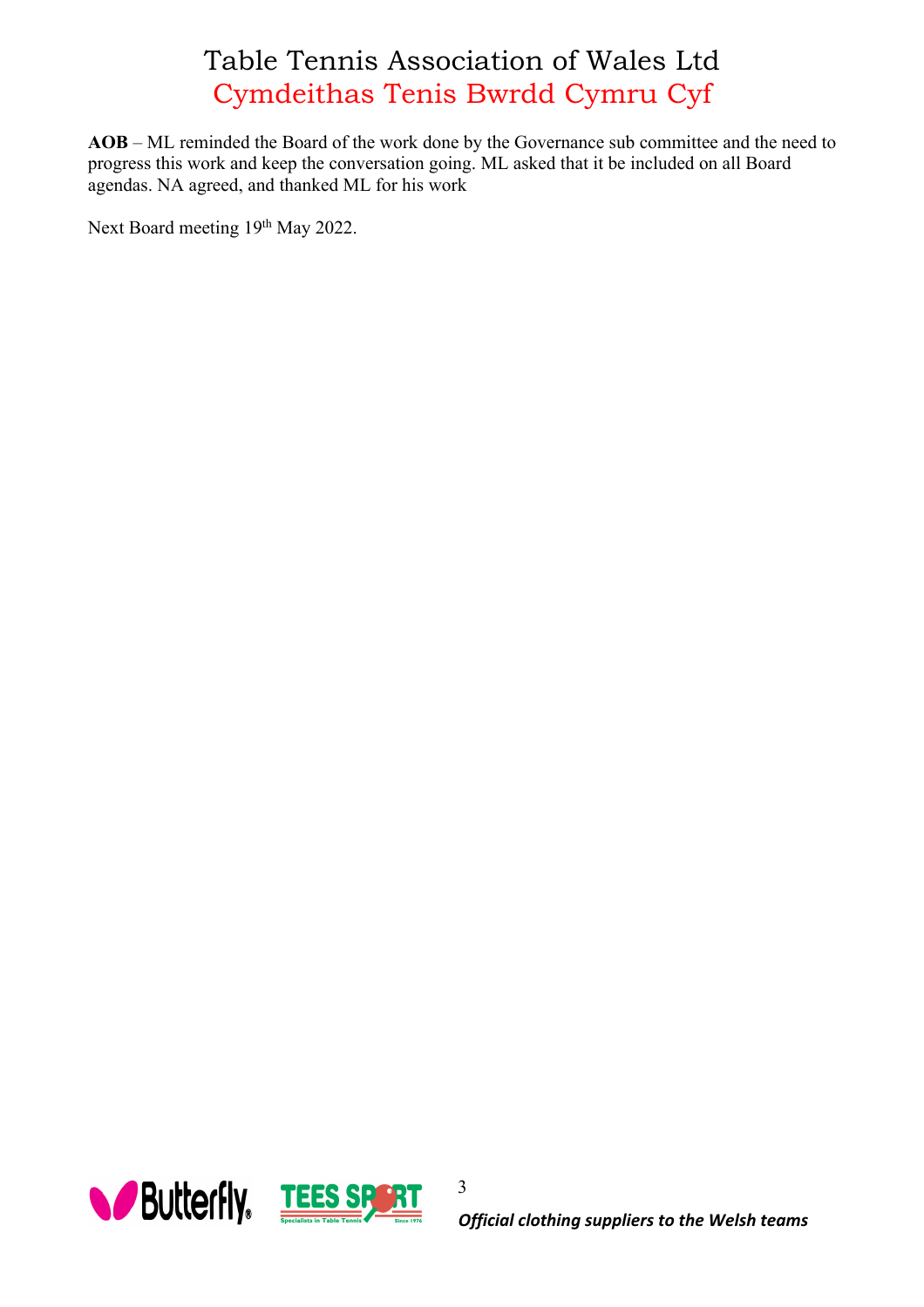**AOB** – ML reminded the Board of the work done by the Governance sub committee and the need to progress this work and keep the conversation going. ML asked that it be included on all Board agendas. NA agreed, and thanked ML for his work

Next Board meeting 19th May 2022.